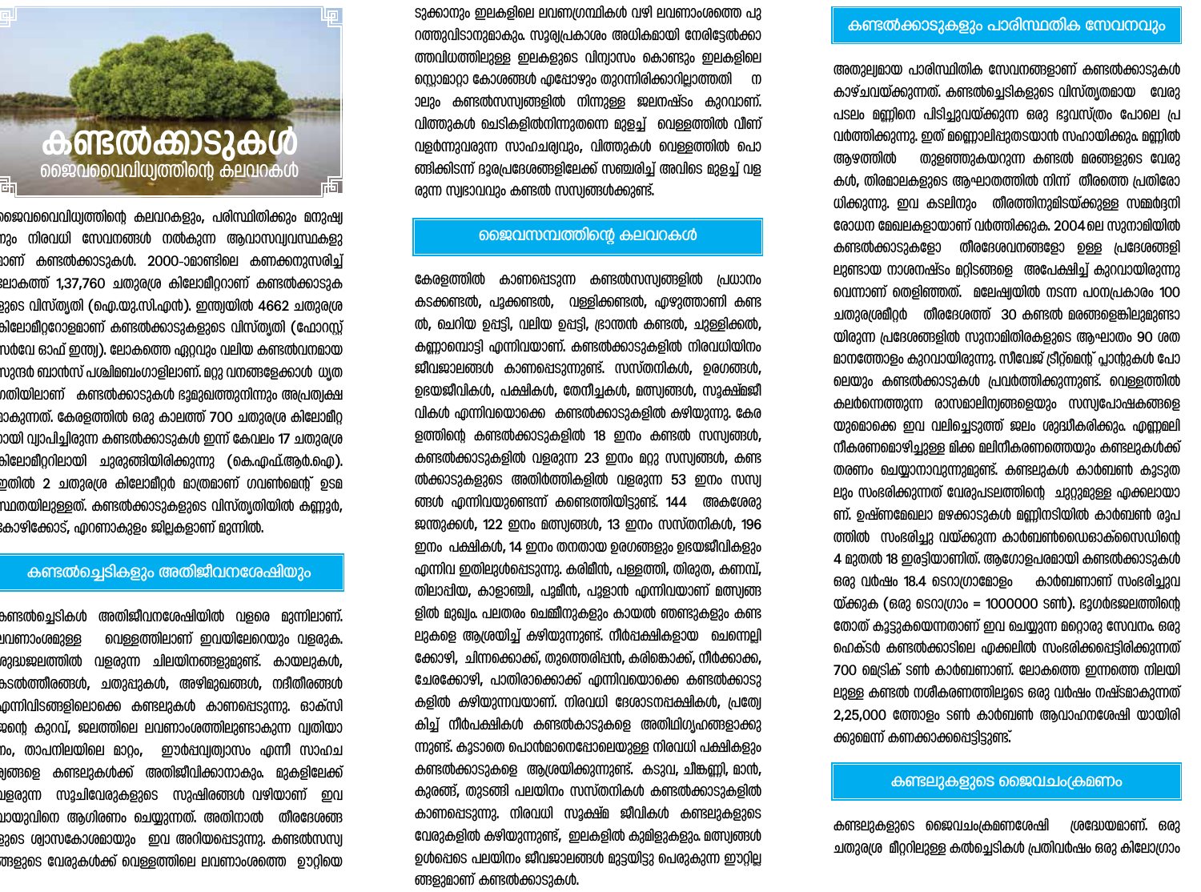# കണ്ടൽക്കാടുകൾ

## ജൈവവൈവിധ്യത്തിന്റെ കലവറകൾ

ജൈവവൈവിധ്യത്തിന്റെ കലവറകളും, പരിസ്ഥിതിക്കും മനുഷ്യനും നിരവധി സേവനങ്ങൾ നൽകുന്ന ആവാസവ്യവസ്ഥകളുമാണ് കണ്ടൽക്കാടുകൾ. 2000-ാമാണ്ടിലെ കണക്കനുസരിച്ച് ലോകത്ത് 1,37,760 ചതുരശ്ര കിലോമീറ്ററാണ് കണ്ടൽക്കാടുകളുടെ വിസ്തൃതി (ഐ.യു.സി.എൻ). ഇന്ത്യയിൽ 4662 ചതുരശ്ര കിലോമീറ്ററോളമാണ് കണ്ടൽക്കാടുകളുടെ വിസ്തൃതി (ഫോറസ്റ്റ് സർവേ ഓഫ് ഇന്ത്യ). ലോകത്തെ ഏറ്റവും വലിയ കണ്ടൽവനമായ സുന്ദർ ബാൻസ് പശ്ചിമബംഗാളിലാണ്. മറ്റു വനങ്ങളേക്കാൾ ധ്രുതഗതിയിലാണ് കണ്ടൽക്കാടുകൾ ഭൂമുഖത്തുനിന്നും അപ്രത്യക്ഷമാകുന്നത്. കേരളത്തിൽ ഒരു കാലത്ത് 700 ചതുരശ്ര കിലോമീറ്ററായി വ്യാപിച്ചിരുന്ന കണ്ടൽക്കാടുകൾ ഇന്ന് കേവലം 17 ചതുരശ്ര കിലോമീറ്ററിലായി ചുരുങ്ങിയിരിക്കുന്നു (കെ.എഫ്.ആർ.ഐ). ഇതിൽ 2 ചതുരശ്ര കിലോമീറ്റർ മാത്രമാണ് ഗവൺമെന്റ് ഉടമസ്ഥതയിലുള്ളത്. കണ്ടൽക്കാടുകളുടെ വിസ്തൃതിയിൽ കണ്ണൂർ, കോഴിക്കോട്, എറണാകുളം ജില്ലകളാണ് മുന്നിൽ.

## കണ്ടൽച്ചെടികളും അതിജീവനശേഷിയും

കണ്ടൽച്ചെടികൾ അതിജീവനശേഷിയിൽ വളരെ മുന്നിലാണ്. ലവണാംശമുള്ള വെള്ളത്തിലാണ് ഇവയിലേറെയും വളരുക. ശുദ്ധജലത്തിൽ വളരുന്ന ചിലയിനങ്ങളുമുണ്ട്. കായലുകൾ, കടൽത്തീരങ്ങൾ, ചതുപ്പുകൾ, അഴിമുഖങ്ങൾ, നദീതീരങ്ങൾ എന്നിവിടങ്ങളിലൊക്കെ കണ്ടലുകൾ കാണപ്പെടുന്നു. ഓക്സിജന്റെ കുറവ്, ജലത്തിലെ ലവണാംശത്തിലുണ്ടാകുന്ന വ്യതിയാനം, താപനിലയിലെ മാറ്റം, ഈർപ്പവ്യത്യാസം എന്നീ സാഹചര്യങ്ങളെ കണ്ടലുകൾക്ക് അതിജീവിക്കാനാകും. മുകളിലേക്ക് വളരുന്ന സൂചിവേരുകളുടെ സുഷിരങ്ങൾ വഴിയാണ് ഇവ വായുവിനെ ആഗിരണം ചെയ്യുന്നത്. അതിനാൽ തീരദേശങ്ങളുടെ ശ്വാസകോശമായും ഇവ അറിയപ്പെടുന്നു. കണ്ടൽസസ്യങ്ങളുടെ വേരുകൾക്ക് വെള്ളത്തിലെ ലവണാംശത്തെ ഊറ്റിയെടുക്കാനും ഇലകളിലെ ലവണഗ്രന്ഥികൾ വഴി ലവണാംശത്തെ പുറത്തുവിടാനുമാകും. സൂര്യപ്രകാശം അധികമായി നേരിട്ടേൽക്കാത്തവിധത്തിലുള്ള ഇലകളുടെ വിന്യാസം കൊണ്ടും ഇലകളിലെ സ്റ്റൊമാറ്റാ കോശങ്ങൾ എപ്പോഴും തുറന്നിരിക്കാറില്ലാത്തതിനാലും കണ്ടൽസസ്യങ്ങളിൽ നിന്നുള്ള ജലനഷ്ടം കുറവാണ്. വിത്തുകൾ ചെടികളിൽനിന്നുതന്നെ മുളച്ച് വെള്ളത്തിൽ വീണ് വളർന്നുവരുന്ന സാഹചര്യവും, വിത്തുകൾ വെള്ളത്തിൽ പൊങ്ങിക്കിടന്ന് ദൂരപ്രദേശങ്ങളിലേക്ക് സഞ്ചരിച്ച് അവിടെ മുളച്ച് വളരുന്ന സ്വഭാവവും കണ്ടൽ സസ്യങ്ങൾക്കുണ്ട്.

## ജൈവസമ്പത്തിന്റെ കലവറകൾ

കേരളത്തിൽ കാണപ്പെടുന്ന കണ്ടൽസസ്യങ്ങളിൽ പ്രധാനം കടക്കണ്ടൽ, പൂക്കണ്ടൽ, വള്ളിക്കണ്ടൽ, എഴുത്താണി കണ്ടൽ, ചെറിയ ഉപ്പട്ടി, വലിയ ഉപ്പട്ടി, ഭ്രാന്തൻ കണ്ടൽ, ചുള്ളിക്കൽ, കണ്ണാംപൊട്ടി എന്നിവയാണ്. കണ്ടൽക്കാടുകളിൽ നിരവധിയിനം ജീവജാലങ്ങൾ കാണപ്പെടുന്നുണ്ട്. സസ്തനികൾ, ഉരഗങ്ങൾ, ഉഭയജീവികൾ, പക്ഷികൾ, തേനീച്ചകൾ, മത്സ്യങ്ങൾ, സൂക്ഷ്മജീവികൾ എന്നിവയൊക്കെ കണ്ടൽക്കാടുകളിൽ കഴിയുന്നു. കേരളത്തിന്റെ കണ്ടൽക്കാടുകളിൽ 18 ഇനം കണ്ടൽ സസ്യങ്ങൾ, കണ്ടൽക്കാടുകളിൽ വളരുന്ന 23 ഇനം മറ്റു സസ്യങ്ങൾ, കണ്ടൽക്കാടുകളുടെ അതിർത്തികളിൽ വളരുന്ന 53 ഇനം സസ്യങ്ങൾ എന്നിവയുണ്ടെന്ന് കണ്ടെത്തിയിട്ടുണ്ട്. 144 അകശേരുജന്തുക്കൾ, 122 ഇനം മത്സ്യങ്ങൾ, 13 ഇനം സസ്തനികൾ, 196 ഇനം പക്ഷികൾ, 14 ഇനം തനതായ ഉരഗങ്ങളും ഉഭയജീവികളും എന്നിവ ഇതിലുൾപ്പെടുന്നു. കരിമീൻ, പള്ളത്തി, തിരുത, കണമ്പ്, തിലാപ്പിയ, കാളാഞ്ചി, പൂമീൻ, പൂളാൻ എന്നിവയാണ് മത്സ്യങ്ങളിൽ മുഖ്യം. പലതരം ചെമ്മീനുകളും കായൽ ഞണ്ടുകളും കണ്ടലുകളെ ആശ്രയിച്ച് കഴിയുന്നുണ്ട്. നീർപ്പക്ഷികളായ ചെന്നെല്ലിക്കോഴി, ചിന്നക്കൊക്ക്, തുത്തെരിപ്പൻ, കരിങ്കൊക്ക്, നീർക്കാക്ക, ചേരക്കോഴി, പാതിരാക്കൊക്ക് എന്നിവയൊക്കെ കണ്ടൽക്കാടുകളിൽ കഴിയുന്നവയാണ്. നിരവധി ദേശാടനപ്പക്ഷികൾ, പ്രത്യേകിച്ച് നീർപക്ഷികൾ കണ്ടൽകാടുകളെ അതിഥിഗൃഹങ്ങളാക്കുന്നുണ്ട്. കൂടാതെ പൊൻമാനെപ്പോലെയുള്ള നിരവധി പക്ഷികളും കണ്ടൽക്കാടുകളെ ആശ്രയിക്കുന്നുണ്ട്. കടവ്വ, ചിങ്കണ്ണി, മാൻ, കുരങ്ങ്, തുടങ്ങി പലയിനം സസ്തനികൾ കണ്ടൽക്കാടുകളിൽ കാണപ്പെടുന്നു. നിരവധി സൂക്ഷ്മ ജീവികൾ കണ്ടലുകളുടെ വേരുകളിൽ കഴിയുന്നുണ്ട്, ഇലകളിൽ കുമിളുകളും. മത്സ്യങ്ങൾ ഉൾപ്പെടെ പലയിനം ജീവജാലങ്ങൾ മുട്ടയിട്ടു പെരുകുന്ന ഈറ്റില്ലങ്ങളുമാണ് കണ്ടൽക്കാടുകൾ.

## കണ്ടൽക്കാടുകളും പാരിസ്ഥിതിക സേവനവും

അതുല്യമായ പാരിസ്ഥിതിക സേവനങ്ങളാണ് കണ്ടൽക്കാടുകൾ കാഴ്ചവയ്ക്കുന്നത്. കണ്ടൽച്ചെടികളുടെ വിസ്തൃതമായ വേരുപടലം മണ്ണിനെ പിടിച്ചുവയ്ക്കുന്ന ഒരു ഭൂവസ്ത്രം പോലെ പ്രവർത്തിക്കുന്നു. ഇത് മണ്ണൊലിപ്പുതടയാൻ സഹായിക്കും. മണ്ണിൽ ആഴത്തിൽ തുളഞ്ഞുകയറുന്ന കണ്ടൽ മരങ്ങളുടെ വേരുകൾ, തിരമാലകളുടെ ആഘാതത്തിൽ നിന്ന് തീരത്തെ പ്രതിരോധിക്കുന്നു. ഇവ കടലിനും തീരത്തിനുമിടയ്ക്കുള്ള സമ്മർദ്ദനിരോധന മേഖലകളായാണ് വർത്തിക്കുക. 2004 ലെ സുനാമിയിൽ കണ്ടൽക്കാടുകളോ തീരദേശവനങ്ങളോ ഉള്ള പ്രദേശങ്ങളിലുണ്ടായ നാശനഷ്ടം മറ്റിടങ്ങളെ അപേക്ഷിച്ച് കുറവായിരുന്നുവെന്നാണ് തെളിഞ്ഞത്. മലേഷ്യയിൽ നടന്ന പഠനപ്രകാരം 100 ചതുരശ്രമീറ്റർ തീരദേശത്ത് 30 കണ്ടൽ മരങ്ങളെങ്കിലുമുണ്ടായിരുന്ന പ്രദേശങ്ങളിൽ സുനാമിതിരകളുടെ ആഘാതം 90 ശതമാനത്തോളം കുറവായിരുന്നു. സീവേജ് ട്രീറ്റ്മെന്റ് പ്ലാന്റുകൾ പോലെയും കണ്ടൽക്കാടുകൾ പ്രവർത്തിക്കുന്നുണ്ട്. വെള്ളത്തിൽ കലർന്നെത്തുന്ന രാസമാലിന്യങ്ങളെയും സസ്യപോഷകങ്ങളെയുമൊക്കെ ഇവ വലിച്ചെടുത്ത് ജലം ശുദ്ധീകരിക്കും. എണ്ണമലിനീകരണമൊഴിച്ചുള്ള മിക്ക മലിനീകരണത്തെയും കണ്ടലുകൾക്ക് തരണം ചെയ്യാനാവുന്നുമുണ്ട്. കണ്ടലുകൾ കാർബൺ കൂടുതലും സംഭരിക്കുന്നത് വേരുപടലത്തിന്റെ ചുറ്റുമുള്ള എക്കലിലായാണ്. ഉഷ്ണമേഖലാ മഴക്കാടുകൾ മണ്ണിനടിയിൽ കാർബൺ രൂപത്തിൽ സംഭരിച്ചു വയ്ക്കുന്ന കാർബൺഡൈഓക്സൈഡിന്റെ 4 മുതൽ 18 ഇരട്ടിയാണിത്. ആഗോളപരമായി കണ്ടൽക്കാടുകൾ ഒരു വർഷം 18.4 ടെറാഗ്രാമോളം കാർബണാണ് സംഭരിച്ചുവയ്ക്കുക (ഒരു ടെറാഗ്രാം = 1000000 ടൺ). ഭൂഗർഭജലത്തിന്റെ തോത് കൂട്ടുകയെന്നതാണ് ഇവ ചെയ്യുന്ന മറ്റൊരു സേവനം. ഒരു ഹെക്ടർ കണ്ടൽക്കാടിലെ എക്കലിൽ സംഭരിക്കപ്പെട്ടിരിക്കുന്നത് 700 മെട്രിക് ടൺ കാർബണാണ്. ലോകത്തെ ഇന്നത്തെ നിലയിലുള്ള കണ്ടൽ നശീകരണത്തിലൂടെ ഒരു വർഷം നഷ്ടമാകുന്നത് 2,25,000 ത്തോളം ടൺ കാർബൺ ആവാഹനശേഷി യായിരിക്കുമെന്ന് കണക്കാക്കപ്പെട്ടിട്ടുണ്ട്.

## കണ്ടലുകളുടെ ജൈവചംക്രമണം

കണ്ടലുകളുടെ ജൈവചംക്രമണശേഷി ശ്രദ്ധേയമാണ്. ഒരു ചതുരശ്ര മീറ്ററിലുള്ള കൽച്ചെടികൾ പ്രതിവർഷം ഒരു കിലോഗ്രാം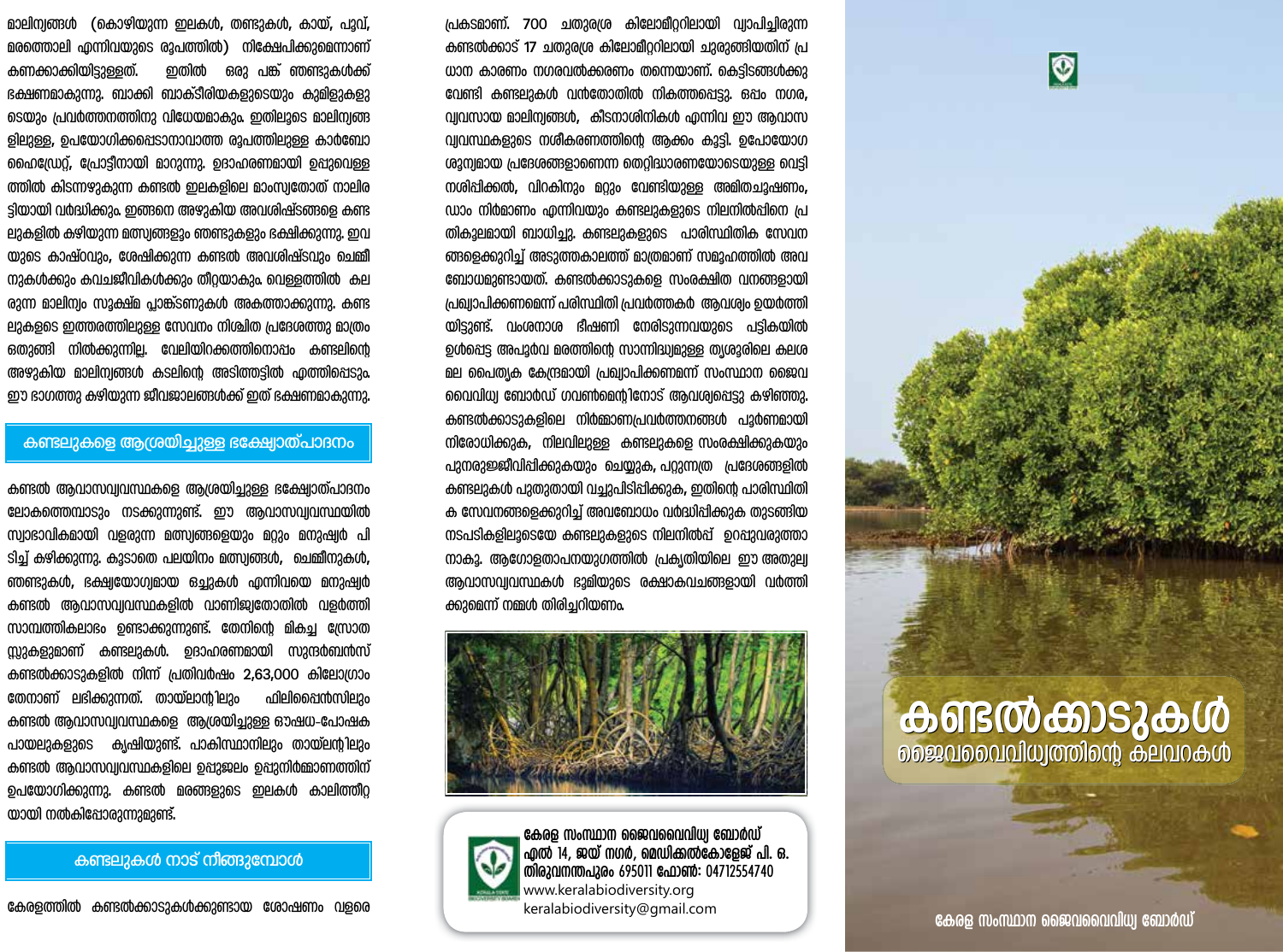മാലിന്യങ്ങൾ (കൊഴിയുന്ന ഇലകൾ, തണ്ടുകൾ, കായ്, പൂവ്, മരത്തൊലി എന്നിവയുടെ രൂപത്തിൽ) നിക്ഷേപിക്കുമെന്നാണ് കണക്കാക്കിയിട്ടുള്ളത്. ഇതിൽ ഒരു പങ്ക് ഞണ്ടുകൾക്ക് ഭക്ഷണമാകുന്നു. ബാക്കി ബാക്ടീരിയകളുടെയും കുമിളുകളുടെയും പ്രവർത്തനത്തിനു വിധേയമാകും. ഇതിലൂടെ മാലിന്യങ്ങളിലുള്ള, ഉപയോഗിക്കപ്പെടാനാവാത്ത രൂപത്തിലുള്ള കാർബോഹൈഡ്രേറ്റ്, പ്രോട്ടീനായി മാറുന്നു. ഉദാഹരണമായി ഉപ്പുവെള്ളത്തിൽ കിടന്നഴുകുന്ന കണ്ടൽ ഇലകളിലെ മാംസ്യതോത് നാലിരട്ടിയായി വർദ്ധിക്കും. ഇങ്ങനെ അഴുകിയ അവശിഷ്ടങ്ങളെ കണ്ടലുകളിൽ കഴിയുന്ന മത്സ്യങ്ങളും ഞണ്ടുകളും ഭക്ഷിക്കുന്നു. ഇവയുടെ കാഷ്ഠവും, ശേഷിക്കുന്ന കണ്ടൽ അവശിഷ്ടവും ചെമ്മീനുകൾക്കും കവചജീവികൾക്കും തീറ്റയാകും. വെള്ളത്തിൽ കലരുന്ന മാലിന്യം സൂക്ഷ്മ പ്ലാങ്ക്ടണുകൾ അകത്താക്കുന്നു. കണ്ടലുകളുടെ ഇത്തരത്തിലുള്ള സേവനം നിശ്ചിത പ്രദേശത്തു മാത്രം ഒതുങ്ങി നിൽക്കുന്നില്ല. വേലിയിറക്കത്തിനൊപ്പം കണ്ടലിന്റെ അഴുകിയ മാലിന്യങ്ങൾ കടലിന്റെ അടിത്തട്ടിൽ എത്തിപ്പെടും. ഈ ഭാഗത്തു കഴിയുന്ന ജീവജാലങ്ങൾക്ക് ഇത് ഭക്ഷണമാകുന്നു.

## കണ്ടലുകളെ ആശ്രയിച്ചുള്ള ഭക്ഷ്യോത്പാദനം

കണ്ടൽ ആവാസവ്യവസ്ഥകളെ ആശ്രയിച്ചുള്ള ഭക്ഷ്യോത്പാദനം ലോകത്തെമ്പാടും നടക്കുന്നുണ്ട്. ഈ ആവാസവ്യവസ്ഥയിൽ സ്വാഭാവികമായി വളരുന്ന മത്സ്യങ്ങളെയും മറ്റും മനുഷ്യർ പിടിച്ച് കഴിക്കുന്നു. കൂടാതെ പലയിനം മത്സ്യങ്ങൾ, ചെമ്മീനുകൾ, ഞണ്ടുകൾ, ഭക്ഷ്യയോഗ്യമായ ഒച്ചുകൾ എന്നിവയെ മനുഷ്യർ കണ്ടൽ ആവാസവ്യവസ്ഥകളിൽ വാണിജ്യതോതിൽ വളർത്തി സാമ്പത്തികലാഭം ഉണ്ടാക്കുന്നുണ്ട്. തേനിന്റെ മികച്ച സ്രോതസ്സുകളുമാണ് കണ്ടലുകൾ. ഉദാഹരണമായി സുന്ദർബൻസ് കണ്ടൽക്കാടുകളിൽ നിന്ന് പ്രതിവർഷം 2,63,000 കിലോഗ്രാം തേനാണ് ലഭിക്കുന്നത്. തായ്‌ലാന്റിലും ഫിലിപ്പൈൻസിലും കണ്ടൽ ആവാസവ്യവസ്ഥകളെ ആശ്രയിച്ചുള്ള ഔഷധ-പോഷക പായലുകളുടെ കൃഷിയുണ്ട്. പാകിസ്ഥാനിലും തായ്‌ലന്റിലും കണ്ടൽ ആവാസവ്യവസ്ഥകളിലെ ഉപ്പുജലം ഉപ്പുനിർമ്മാണത്തിന് ഉപയോഗിക്കുന്നു. കണ്ടൽ മരങ്ങളുടെ ഇലകൾ കാലിത്തീറ്റയായി നൽകിപ്പോരുന്നുമുണ്ട്.

## കണ്ടലുകൾ നാട് നീങ്ങുമ്പോൾ

കേരളത്തിൽ കണ്ടൽക്കാടുകൾക്കുണ്ടായ ശോഷണം വളരെ പ്രകടമാണ്. 700 ചതുരശ്ര കിലോമീറ്ററിലായി വ്യാപിച്ചിരുന്ന കണ്ടൽക്കാട് 17 ചതുരശ്ര കിലോമീറ്ററിലായി ചുരുങ്ങിയതിന് പ്രധാന കാരണം നഗരവൽക്കരണം തന്നെയാണ്. കെട്ടിടങ്ങൾക്കു വേണ്ടി കണ്ടലുകൾ വൻതോതിൽ നികത്തപ്പെട്ടു. ഒപ്പം നഗര, വ്യവസായ മാലിന്യങ്ങൾ, കീടനാശിനികൾ എന്നിവ ഈ ആവാസ വ്യവസ്ഥകളുടെ നശീകരണത്തിന്റെ ആക്കം കൂട്ടി. ഉപയോഗശൂന്യമായ പ്രദേശങ്ങളാണെന്ന തെറ്റിദ്ധാരണയോടെയുള്ള വെട്ടിനശിപ്പിക്കൽ, വിറകിനും മറ്റും വേണ്ടിയുള്ള അമിതചൂഷണം, ഡാം നിർമാണം എന്നിവയും കണ്ടലുകളുടെ നിലനിൽപ്പിനെ പ്രതികൂലമായി ബാധിച്ചു. കണ്ടലുകളുടെ പാരിസ്ഥിതിക സേവനങ്ങളെക്കുറിച്ച് അടുത്തകാലത്ത് മാത്രമാണ് സമൂഹത്തിൽ അവബോധമുണ്ടായത്. കണ്ടൽക്കാടുകളെ സംരക്ഷിത വനങ്ങളായി പ്രഖ്യാപിക്കണമെന്ന് പരിസ്ഥിതി പ്രവർത്തകർ ആവശ്യം ഉയർത്തിയിട്ടുണ്ട്. വംശനാശ ഭീഷണി നേരിടുന്നവയുടെ പട്ടികയിൽ ഉൾപ്പെട്ട അപൂർവ മരത്തിന്റെ സാന്നിദ്ധ്യമുള്ള തൃശൂരിലെ കലശമല പൈതൃക കേന്ദ്രമായി പ്രഖ്യാപിക്കണമെന്ന് സംസ്ഥാന ജൈവവൈവിധ്യ ബോർഡ് ഗവൺമെന്റിനോട് ആവശ്യപ്പെട്ടു കഴിഞ്ഞു. കണ്ടൽക്കാടുകളിലെ നിർമ്മാണപ്രവർത്തനങ്ങൾ പൂർണമായി നിരോധിക്കുക, നിലവിലുള്ള കണ്ടലുകളെ സംരക്ഷിക്കുകയും പുനരുജ്ജീവിപ്പിക്കുകയും ചെയ്യുക, പറ്റുന്നത്ര പ്രദേശങ്ങളിൽ കണ്ടലുകൾ പുതുതായി വച്ചുപിടിപ്പിക്കുക, ഇതിന്റെ പാരിസ്ഥിതിക സേവനങ്ങളെക്കുറിച്ച് അവബോധം വർദ്ധിപ്പിക്കുക തുടങ്ങിയ നടപടികളിലൂടെയേ കണ്ടലുകളുടെ നിലനിൽപ്പ് ഉറപ്പുവരുത്താനാകൂ. ആഗോളതാപനയുഗത്തിൽ പ്രകൃതിയിലെ ഈ അതുല്യ ആവാസവ്യവസ്ഥകൾ ഭൂമിയുടെ രക്ഷാകവചങ്ങളായി വർത്തിക്കുമെന്ന് നമ്മൾ തിരിച്ചറിയണം.

**കേരള സംസ്ഥാന ജൈവവൈവിധ്യ ബോർഡ്**
**എൽ 14, ജയ് നഗർ, മെഡിക്കൽകോളേജ് പി. ഒ.**
**തിരുവനന്തപുരം 695011 ഫോൺ: 04712554740**
www.keralabiodiversity.org
keralabiodiversity@gmail.com

# കണ്ടൽക്കാടുകൾ

## ജൈവവൈവിധ്യത്തിന്റെ കലവറകൾ

കേരള സംസ്ഥാന ജൈവവൈവിധ്യ ബോർഡ്